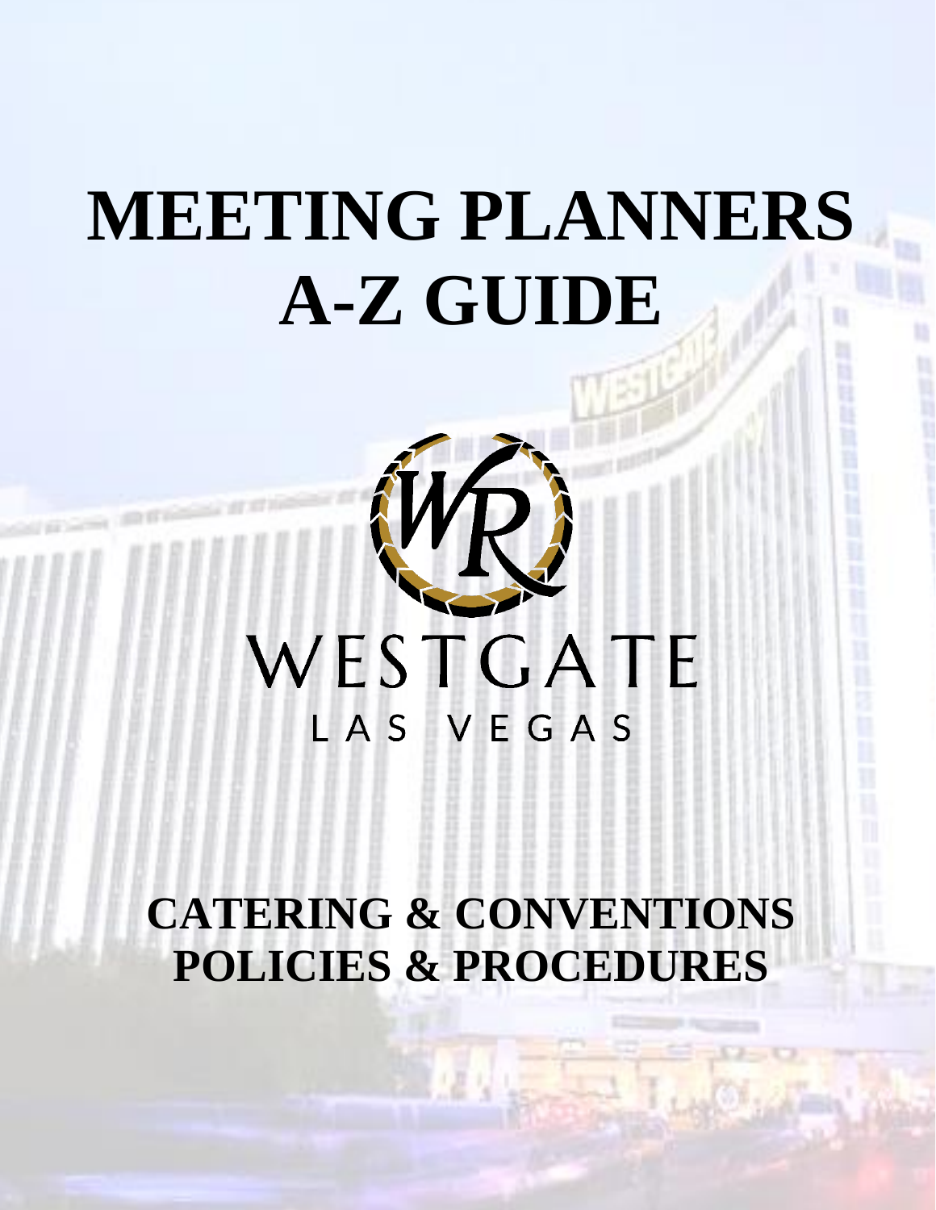# MEETING PLANNERS A-Z GUIDE

WESTGATE

LAS VEGAS

## CATERING & CONVENTIONS POLICIES & PROCEDURES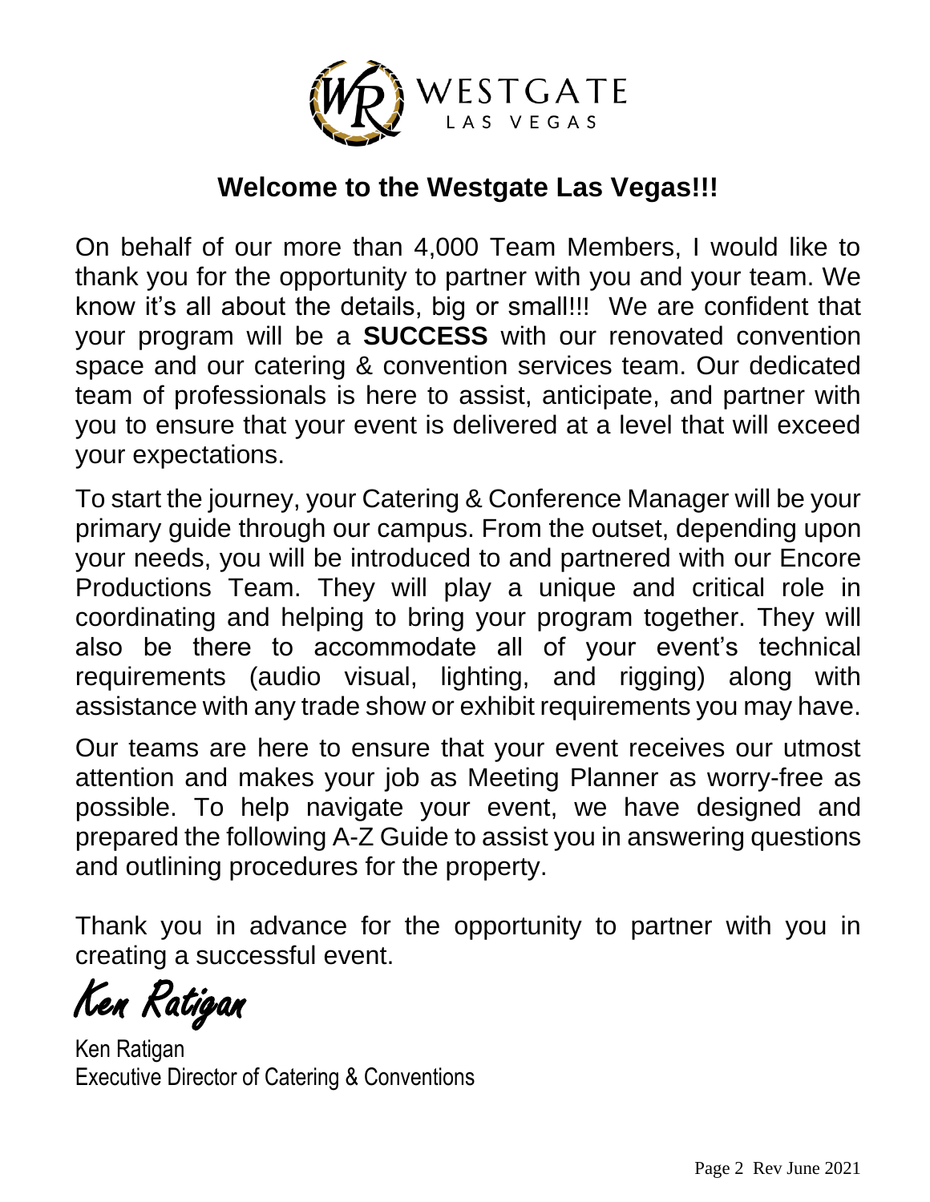WESTGATE
LAS VEGAS

## Welcome to the Westgate Las Vegas!!!

On behalf of our more than 4,000 Team Members, I would like to thank you for the opportunity to partner with you and your team. We know it's all about the details, big or small!!! We are confident that your program will be a **SUCCESS** with our renovated convention space and our catering & convention services team. Our dedicated team of professionals is here to assist, anticipate, and partner with you to ensure that your event is delivered at a level that will exceed your expectations.

To start the journey, your Catering & Conference Manager will be your primary guide through our campus. From the outset, depending upon your needs, you will be introduced to and partnered with our Encore Productions Team. They will play a unique and critical role in coordinating and helping to bring your program together. They will also be there to accommodate all of your event's technical requirements (audio visual, lighting, and rigging) along with assistance with any trade show or exhibit requirements you may have.

Our teams are here to ensure that your event receives our utmost attention and makes your job as Meeting Planner as worry-free as possible. To help navigate your event, we have designed and prepared the following A-Z Guide to assist you in answering questions and outlining procedures for the property.

Thank you in advance for the opportunity to partner with you in creating a successful event.

*Ken Ratigan*

Ken Ratigan
Executive Director of Catering & Conventions

Rev June 2021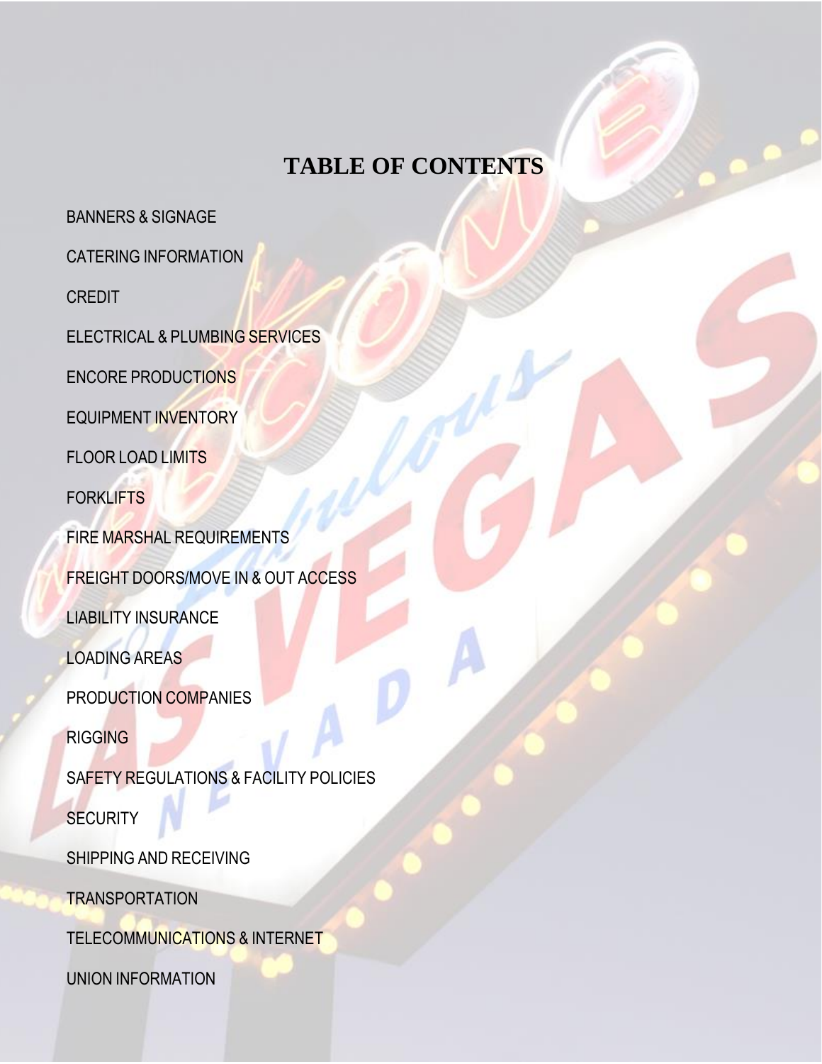# TABLE OF CONTENTS

BANNERS & SIGNAGE

CATERING INFORMATION

CREDIT

ELECTRICAL & PLUMBING SERVICES

ENCORE PRODUCTIONS

EQUIPMENT INVENTORY

FLOOR LOAD LIMITS

FORKLIFTS

FIRE MARSHAL REQUIREMENTS

FREIGHT DOORS/MOVE IN & OUT ACCESS

LIABILITY INSURANCE

LOADING AREAS

PRODUCTION COMPANIES

RIGGING

SAFETY REGULATIONS & FACILITY POLICIES

SECURITY

SHIPPING AND RECEIVING

TRANSPORTATION

TELECOMMUNICATIONS & INTERNET

UNION INFORMATION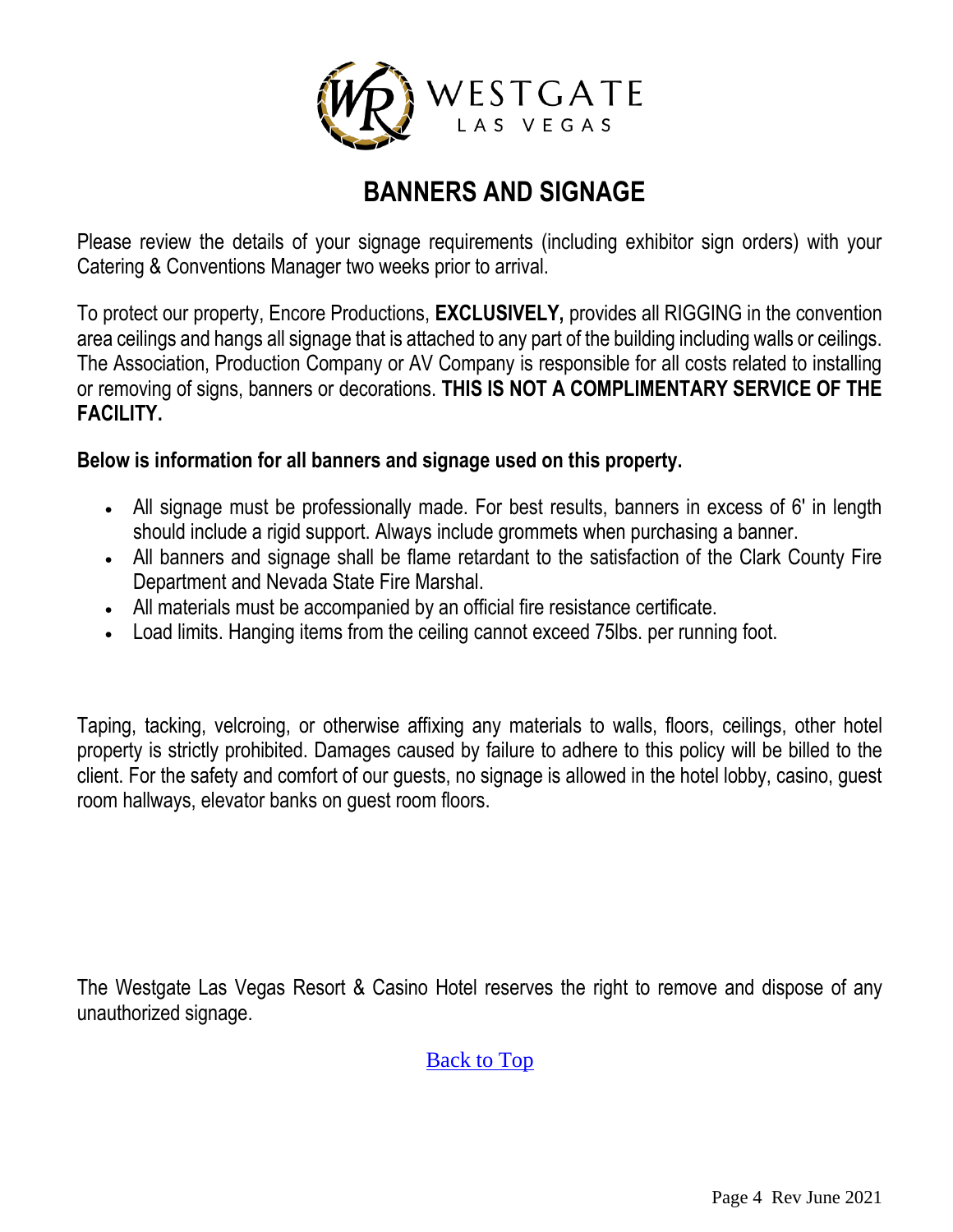WESTGATE
LAS VEGAS

# BANNERS AND SIGNAGE

Please review the details of your signage requirements (including exhibitor sign orders) with your Catering & Conventions Manager two weeks prior to arrival.

To protect our property, Encore Productions, **EXCLUSIVELY,** provides all RIGGING in the convention area ceilings and hangs all signage that is attached to any part of the building including walls or ceilings. The Association, Production Company or AV Company is responsible for all costs related to installing or removing of signs, banners or decorations. **THIS IS NOT A COMPLIMENTARY SERVICE OF THE FACILITY.**

**Below is information for all banners and signage used on this property.**

- All signage must be professionally made. For best results, banners in excess of 6' in length should include a rigid support. Always include grommets when purchasing a banner.
- All banners and signage shall be flame retardant to the satisfaction of the Clark County Fire Department and Nevada State Fire Marshal.
- All materials must be accompanied by an official fire resistance certificate.
- Load limits. Hanging items from the ceiling cannot exceed 75lbs. per running foot.

Taping, tacking, velcroing, or otherwise affixing any materials to walls, floors, ceilings, other hotel property is strictly prohibited. Damages caused by failure to adhere to this policy will be billed to the client. For the safety and comfort of our guests, no signage is allowed in the hotel lobby, casino, guest room hallways, elevator banks on guest room floors.

The Westgate Las Vegas Resort & Casino Hotel reserves the right to remove and dispose of any unauthorized signage.

Back to Top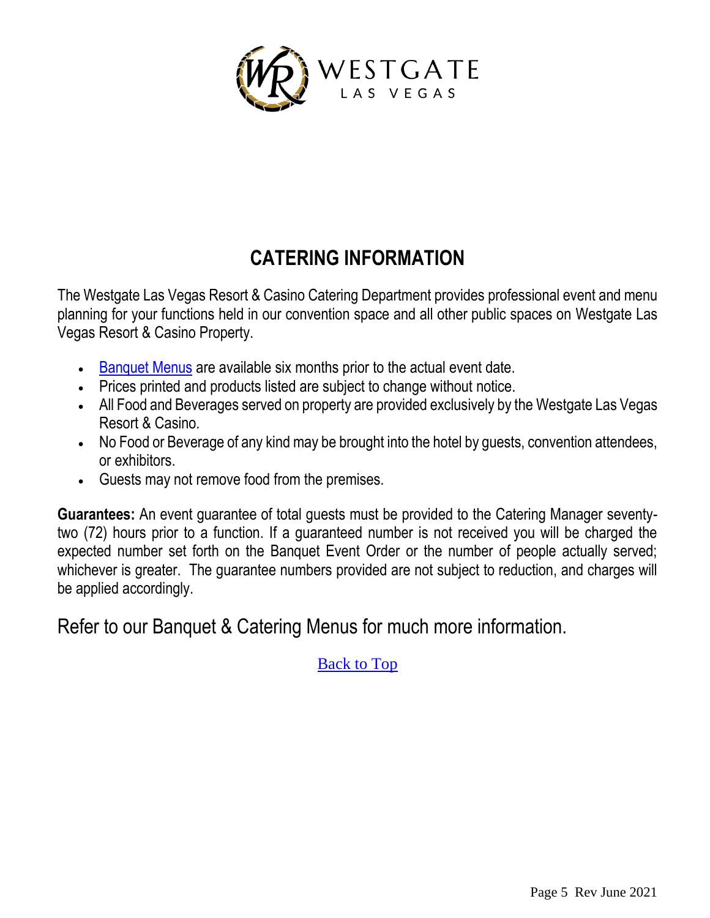WESTGATE
LAS VEGAS

## CATERING INFORMATION

The Westgate Las Vegas Resort & Casino Catering Department provides professional event and menu planning for your functions held in our convention space and all other public spaces on Westgate Las Vegas Resort & Casino Property.

- Banquet Menus are available six months prior to the actual event date.
- Prices printed and products listed are subject to change without notice.
- All Food and Beverages served on property are provided exclusively by the Westgate Las Vegas Resort & Casino.
- No Food or Beverage of any kind may be brought into the hotel by guests, convention attendees, or exhibitors.
- Guests may not remove food from the premises.

**Guarantees:** An event guarantee of total guests must be provided to the Catering Manager seventy-two (72) hours prior to a function. If a guaranteed number is not received you will be charged the expected number set forth on the Banquet Event Order or the number of people actually served; whichever is greater. The guarantee numbers provided are not subject to reduction, and charges will be applied accordingly.

Refer to our Banquet & Catering Menus for much more information.

Back to Top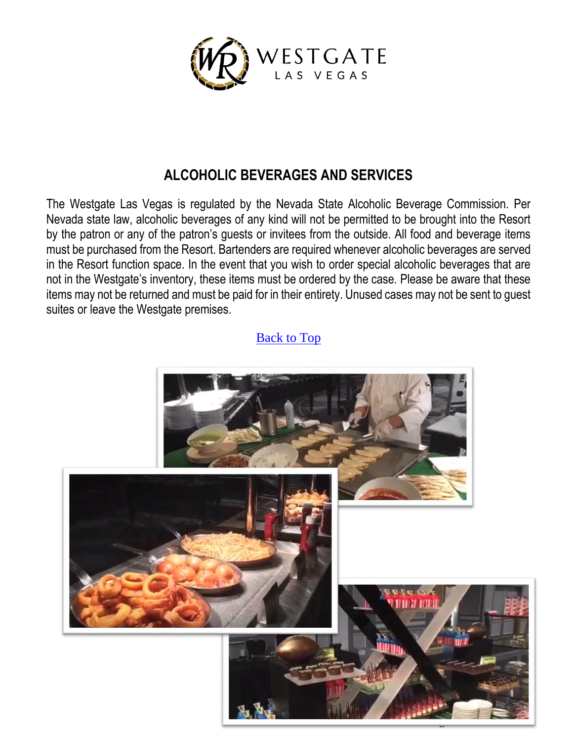## ALCOHOLIC BEVERAGES AND SERVICES

The Westgate Las Vegas is regulated by the Nevada State Alcoholic Beverage Commission. Per Nevada state law, alcoholic beverages of any kind will not be permitted to be brought into the Resort by the patron or any of the patron's guests or invitees from the outside. All food and beverage items must be purchased from the Resort. Bartenders are required whenever alcoholic beverages are served in the Resort function space. In the event that you wish to order special alcoholic beverages that are not in the Westgate's inventory, these items must be ordered by the case. Please be aware that these items may not be returned and must be paid for in their entirety. Unused cases may not be sent to guest suites or leave the Westgate premises.

Back to Top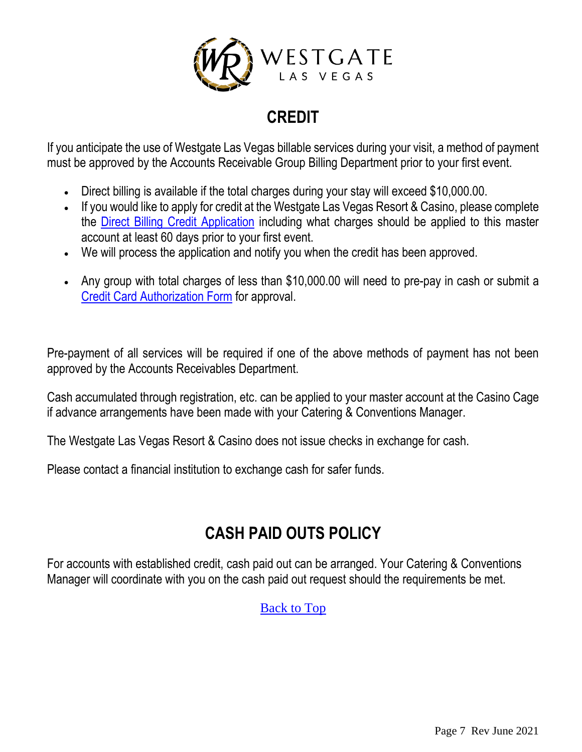# CREDIT

If you anticipate the use of Westgate Las Vegas billable services during your visit, a method of payment must be approved by the Accounts Receivable Group Billing Department prior to your first event.

- Direct billing is available if the total charges during your stay will exceed $10,000.00.
- If you would like to apply for credit at the Westgate Las Vegas Resort & Casino, please complete the Direct Billing Credit Application including what charges should be applied to this master account at least 60 days prior to your first event.
- We will process the application and notify you when the credit has been approved.
- Any group with total charges of less than $10,000.00 will need to pre-pay in cash or submit a Credit Card Authorization Form for approval.

Pre-payment of all services will be required if one of the above methods of payment has not been approved by the Accounts Receivables Department.

Cash accumulated through registration, etc. can be applied to your master account at the Casino Cage if advance arrangements have been made with your Catering & Conventions Manager.

The Westgate Las Vegas Resort & Casino does not issue checks in exchange for cash.

Please contact a financial institution to exchange cash for safer funds.

# CASH PAID OUTS POLICY

For accounts with established credit, cash paid out can be arranged. Your Catering & Conventions Manager will coordinate with you on the cash paid out request should the requirements be met.

Back to Top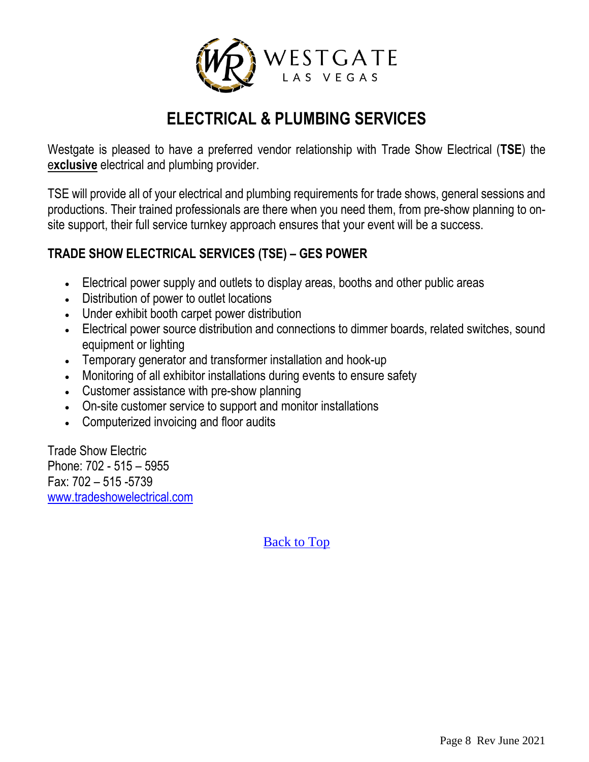# ELECTRICAL & PLUMBING SERVICES

Westgate is pleased to have a preferred vendor relationship with Trade Show Electrical (**TSE**) the e**xclusive** electrical and plumbing provider.

TSE will provide all of your electrical and plumbing requirements for trade shows, general sessions and productions. Their trained professionals are there when you need them, from pre-show planning to on-site support, their full service turnkey approach ensures that your event will be a success.

### TRADE SHOW ELECTRICAL SERVICES (TSE) – GES POWER

- Electrical power supply and outlets to display areas, booths and other public areas
- Distribution of power to outlet locations
- Under exhibit booth carpet power distribution
- Electrical power source distribution and connections to dimmer boards, related switches, sound equipment or lighting
- Temporary generator and transformer installation and hook-up
- Monitoring of all exhibitor installations during events to ensure safety
- Customer assistance with pre-show planning
- On-site customer service to support and monitor installations
- Computerized invoicing and floor audits

Trade Show Electric
Phone: 702 - 515 – 5955
Fax: 702 – 515 -5739
www.tradeshowelectrical.com

Back to Top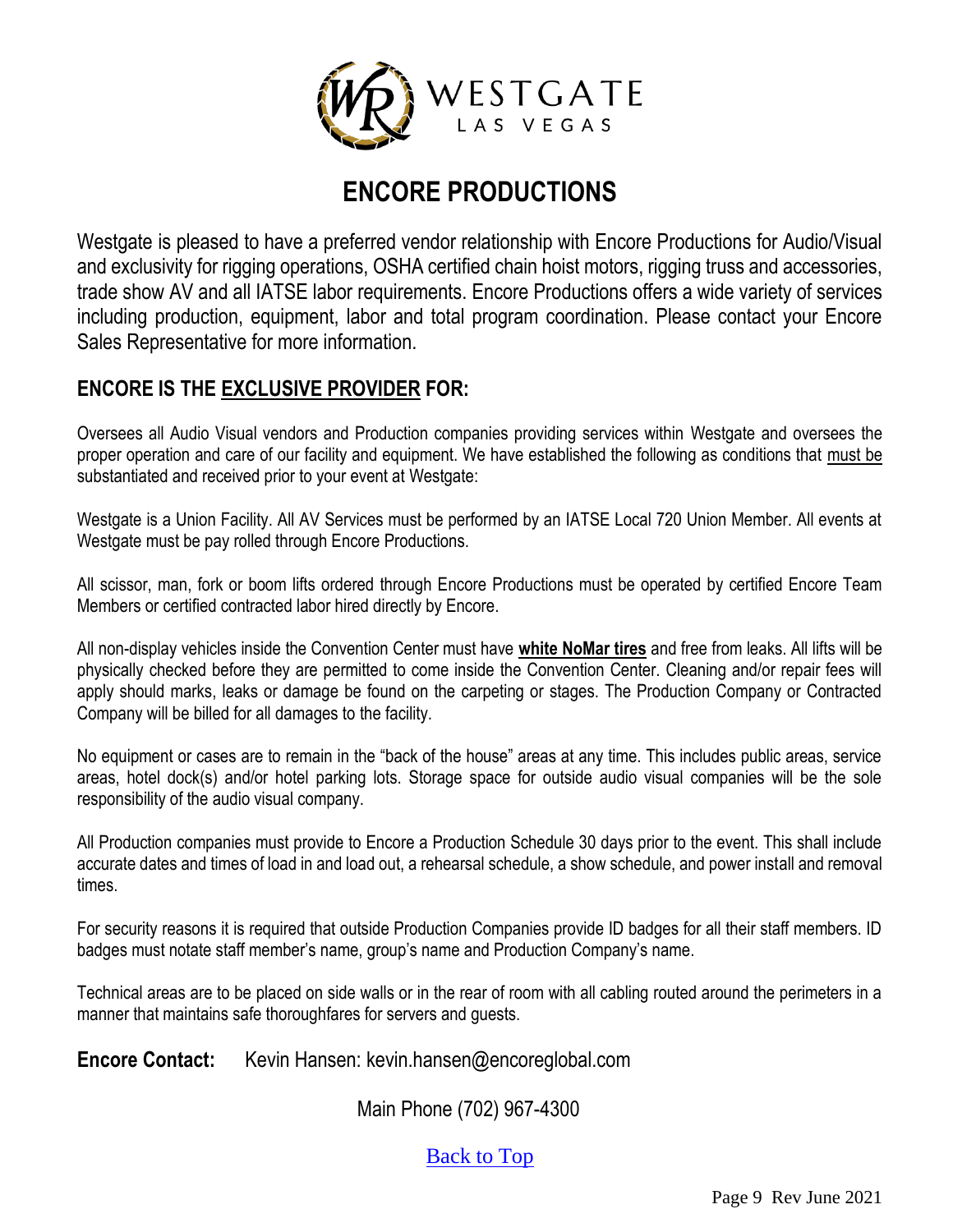WESTGATE
LAS VEGAS

# ENCORE PRODUCTIONS

Westgate is pleased to have a preferred vendor relationship with Encore Productions for Audio/Visual and exclusivity for rigging operations, OSHA certified chain hoist motors, rigging truss and accessories, trade show AV and all IATSE labor requirements. Encore Productions offers a wide variety of services including production, equipment, labor and total program coordination. Please contact your Encore Sales Representative for more information.

## ENCORE IS THE EXCLUSIVE PROVIDER FOR:

Oversees all Audio Visual vendors and Production companies providing services within Westgate and oversees the proper operation and care of our facility and equipment. We have established the following as conditions that must be substantiated and received prior to your event at Westgate:

Westgate is a Union Facility. All AV Services must be performed by an IATSE Local 720 Union Member. All events at Westgate must be pay rolled through Encore Productions.

All scissor, man, fork or boom lifts ordered through Encore Productions must be operated by certified Encore Team Members or certified contracted labor hired directly by Encore.

All non-display vehicles inside the Convention Center must have **white NoMar tires** and free from leaks. All lifts will be physically checked before they are permitted to come inside the Convention Center. Cleaning and/or repair fees will apply should marks, leaks or damage be found on the carpeting or stages. The Production Company or Contracted Company will be billed for all damages to the facility.

No equipment or cases are to remain in the "back of the house" areas at any time. This includes public areas, service areas, hotel dock(s) and/or hotel parking lots. Storage space for outside audio visual companies will be the sole responsibility of the audio visual company.

All Production companies must provide to Encore a Production Schedule 30 days prior to the event. This shall include accurate dates and times of load in and load out, a rehearsal schedule, a show schedule, and power install and removal times.

For security reasons it is required that outside Production Companies provide ID badges for all their staff members. ID badges must notate staff member's name, group's name and Production Company's name.

Technical areas are to be placed on side walls or in the rear of room with all cabling routed around the perimeters in a manner that maintains safe thoroughfares for servers and guests.

**Encore Contact:** Kevin Hansen: kevin.hansen@encoreglobal.com

Main Phone (702) 967-4300

Back to Top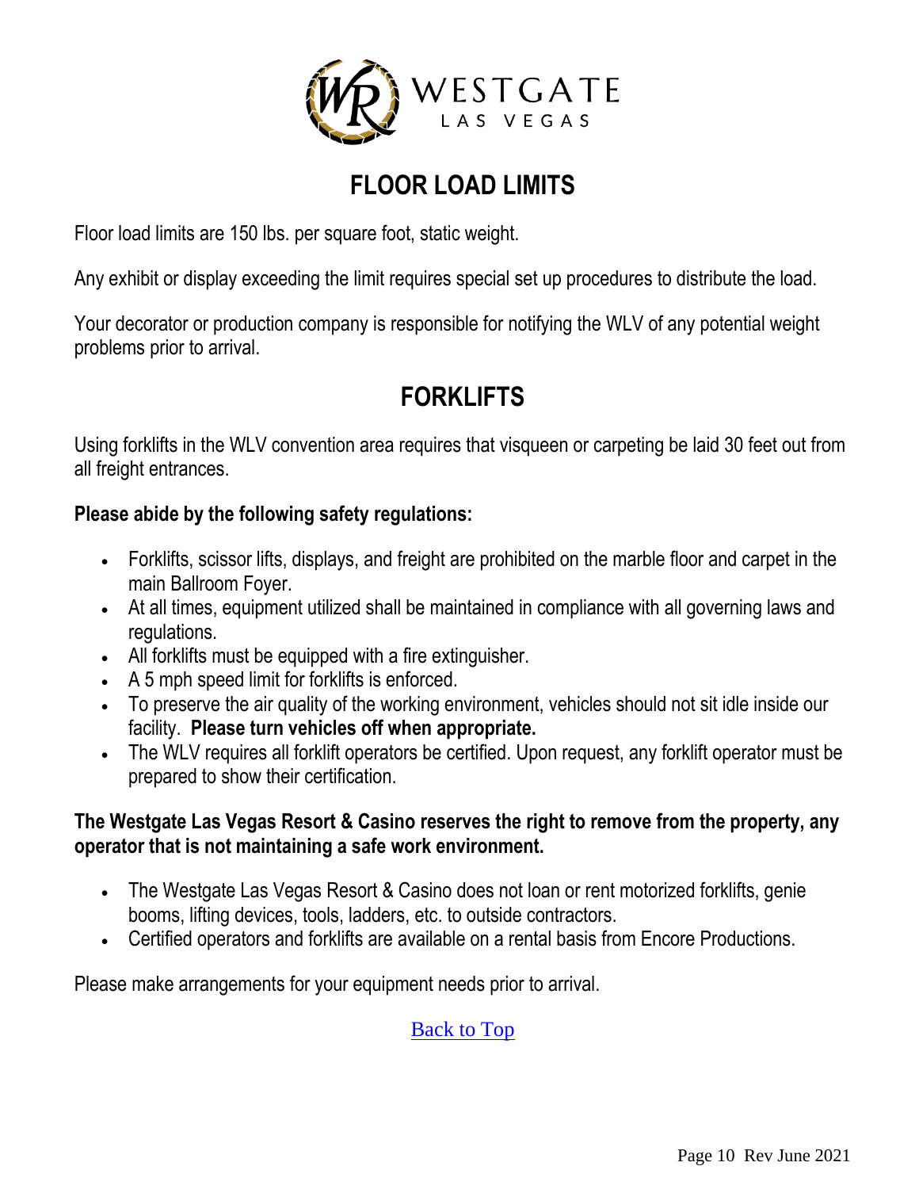# FLOOR LOAD LIMITS

Floor load limits are 150 lbs. per square foot, static weight.

Any exhibit or display exceeding the limit requires special set up procedures to distribute the load.

Your decorator or production company is responsible for notifying the WLV of any potential weight problems prior to arrival.

# FORKLIFTS

Using forklifts in the WLV convention area requires that visqueen or carpeting be laid 30 feet out from all freight entrances.

**Please abide by the following safety regulations:**

- Forklifts, scissor lifts, displays, and freight are prohibited on the marble floor and carpet in the main Ballroom Foyer.
- At all times, equipment utilized shall be maintained in compliance with all governing laws and regulations.
- All forklifts must be equipped with a fire extinguisher.
- A 5 mph speed limit for forklifts is enforced.
- To preserve the air quality of the working environment, vehicles should not sit idle inside our facility. **Please turn vehicles off when appropriate.**
- The WLV requires all forklift operators be certified. Upon request, any forklift operator must be prepared to show their certification.

**The Westgate Las Vegas Resort & Casino reserves the right to remove from the property, any operator that is not maintaining a safe work environment.**

- The Westgate Las Vegas Resort & Casino does not loan or rent motorized forklifts, genie booms, lifting devices, tools, ladders, etc. to outside contractors.
- Certified operators and forklifts are available on a rental basis from Encore Productions.

Please make arrangements for your equipment needs prior to arrival.

Back to Top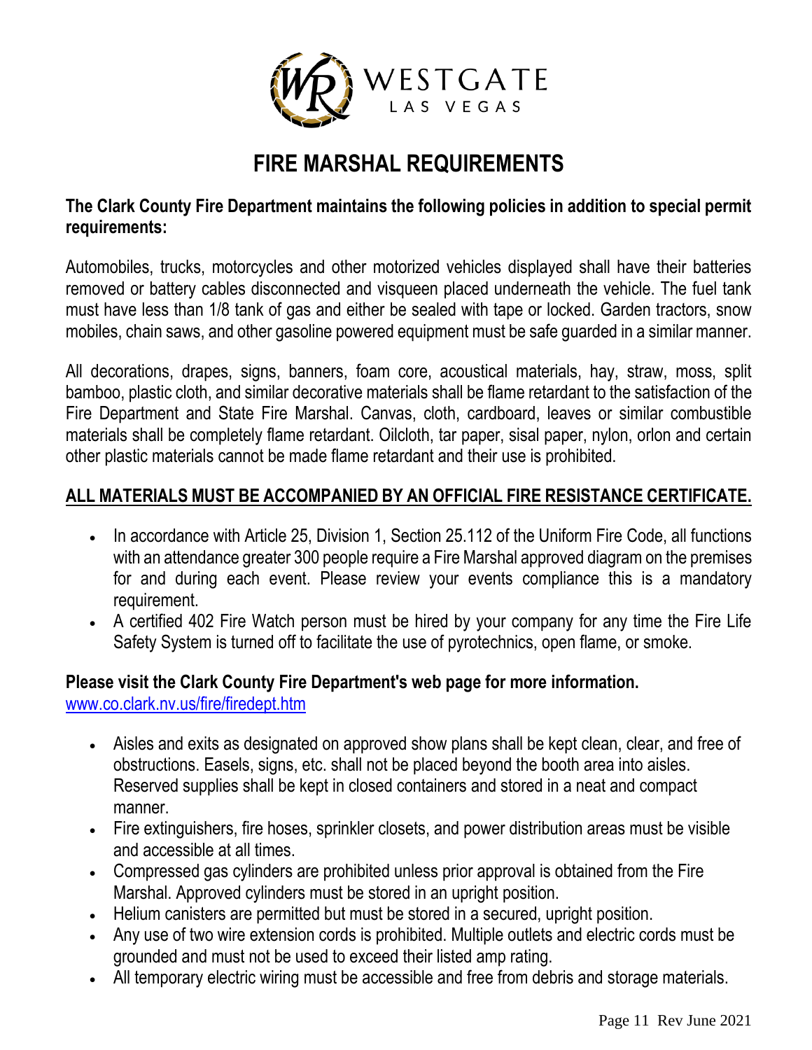WESTGATE
LAS VEGAS

# FIRE MARSHAL REQUIREMENTS

**The Clark County Fire Department maintains the following policies in addition to special permit requirements:**

Automobiles, trucks, motorcycles and other motorized vehicles displayed shall have their batteries removed or battery cables disconnected and visqueen placed underneath the vehicle. The fuel tank must have less than 1/8 tank of gas and either be sealed with tape or locked. Garden tractors, snow mobiles, chain saws, and other gasoline powered equipment must be safe guarded in a similar manner.

All decorations, drapes, signs, banners, foam core, acoustical materials, hay, straw, moss, split bamboo, plastic cloth, and similar decorative materials shall be flame retardant to the satisfaction of the Fire Department and State Fire Marshal. Canvas, cloth, cardboard, leaves or similar combustible materials shall be completely flame retardant. Oilcloth, tar paper, sisal paper, nylon, orlon and certain other plastic materials cannot be made flame retardant and their use is prohibited.

**ALL MATERIALS MUST BE ACCOMPANIED BY AN OFFICIAL FIRE RESISTANCE CERTIFICATE.**

- In accordance with Article 25, Division 1, Section 25.112 of the Uniform Fire Code, all functions with an attendance greater 300 people require a Fire Marshal approved diagram on the premises for and during each event. Please review your events compliance this is a mandatory requirement.
- A certified 402 Fire Watch person must be hired by your company for any time the Fire Life Safety System is turned off to facilitate the use of pyrotechnics, open flame, or smoke.

**Please visit the Clark County Fire Department's web page for more information.**
www.co.clark.nv.us/fire/firedept.htm

- Aisles and exits as designated on approved show plans shall be kept clean, clear, and free of obstructions. Easels, signs, etc. shall not be placed beyond the booth area into aisles. Reserved supplies shall be kept in closed containers and stored in a neat and compact manner.
- Fire extinguishers, fire hoses, sprinkler closets, and power distribution areas must be visible and accessible at all times.
- Compressed gas cylinders are prohibited unless prior approval is obtained from the Fire Marshal. Approved cylinders must be stored in an upright position.
- Helium canisters are permitted but must be stored in a secured, upright position.
- Any use of two wire extension cords is prohibited. Multiple outlets and electric cords must be grounded and must not be used to exceed their listed amp rating.
- All temporary electric wiring must be accessible and free from debris and storage materials.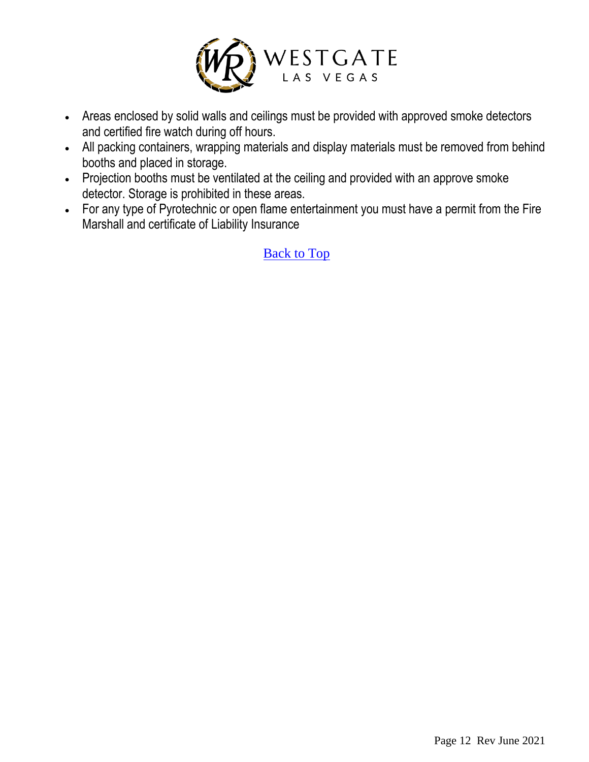- Areas enclosed by solid walls and ceilings must be provided with approved smoke detectors and certified fire watch during off hours.
- All packing containers, wrapping materials and display materials must be removed from behind booths and placed in storage.
- Projection booths must be ventilated at the ceiling and provided with an approve smoke detector. Storage is prohibited in these areas.
- For any type of Pyrotechnic or open flame entertainment you must have a permit from the Fire Marshall and certificate of Liability Insurance

Back to Top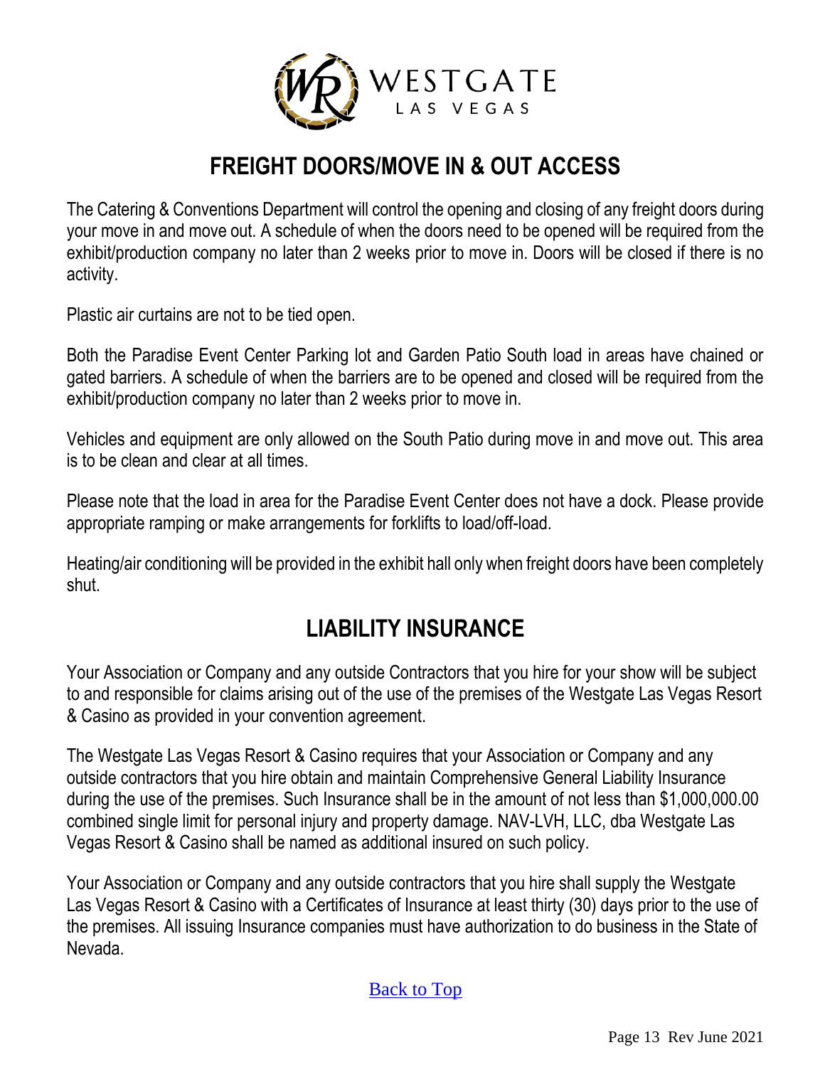## FREIGHT DOORS/MOVE IN & OUT ACCESS

The Catering & Conventions Department will control the opening and closing of any freight doors during your move in and move out. A schedule of when the doors need to be opened will be required from the exhibit/production company no later than 2 weeks prior to move in. Doors will be closed if there is no activity.

Plastic air curtains are not to be tied open.

Both the Paradise Event Center Parking lot and Garden Patio South load in areas have chained or gated barriers. A schedule of when the barriers are to be opened and closed will be required from the exhibit/production company no later than 2 weeks prior to move in.

Vehicles and equipment are only allowed on the South Patio during move in and move out. This area is to be clean and clear at all times.

Please note that the load in area for the Paradise Event Center does not have a dock. Please provide appropriate ramping or make arrangements for forklifts to load/off-load.

Heating/air conditioning will be provided in the exhibit hall only when freight doors have been completely shut.

## LIABILITY INSURANCE

Your Association or Company and any outside Contractors that you hire for your show will be subject to and responsible for claims arising out of the use of the premises of the Westgate Las Vegas Resort & Casino as provided in your convention agreement.

The Westgate Las Vegas Resort & Casino requires that your Association or Company and any outside contractors that you hire obtain and maintain Comprehensive General Liability Insurance during the use of the premises. Such Insurance shall be in the amount of not less than $1,000,000.00 combined single limit for personal injury and property damage. NAV-LVH, LLC, dba Westgate Las Vegas Resort & Casino shall be named as additional insured on such policy.

Your Association or Company and any outside contractors that you hire shall supply the Westgate Las Vegas Resort & Casino with a Certificates of Insurance at least thirty (30) days prior to the use of the premises. All issuing Insurance companies must have authorization to do business in the State of Nevada.

Back to Top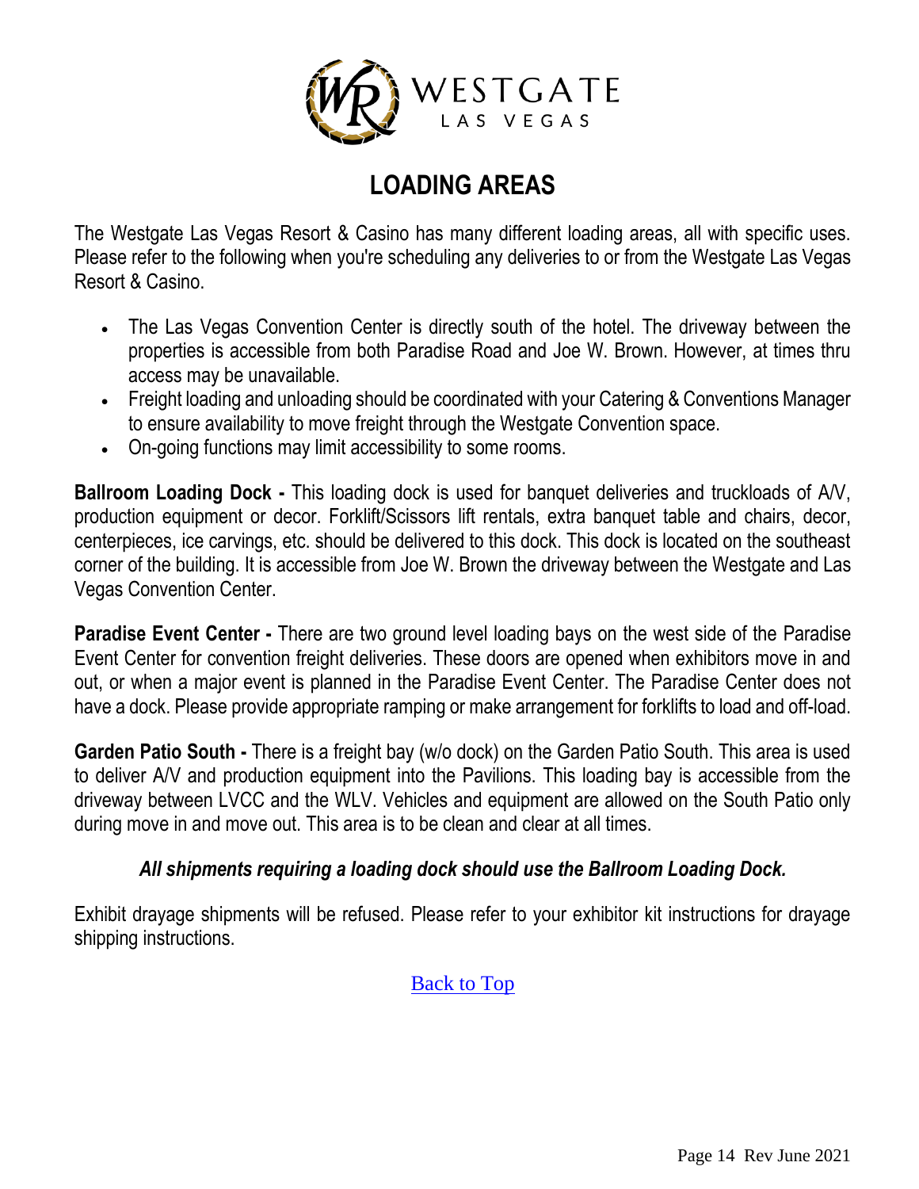# LOADING AREAS

The Westgate Las Vegas Resort & Casino has many different loading areas, all with specific uses. Please refer to the following when you're scheduling any deliveries to or from the Westgate Las Vegas Resort & Casino.

- The Las Vegas Convention Center is directly south of the hotel. The driveway between the properties is accessible from both Paradise Road and Joe W. Brown. However, at times thru access may be unavailable.
- Freight loading and unloading should be coordinated with your Catering & Conventions Manager to ensure availability to move freight through the Westgate Convention space.
- On-going functions may limit accessibility to some rooms.

**Ballroom Loading Dock -** This loading dock is used for banquet deliveries and truckloads of A/V, production equipment or decor. Forklift/Scissors lift rentals, extra banquet table and chairs, decor, centerpieces, ice carvings, etc. should be delivered to this dock. This dock is located on the southeast corner of the building. It is accessible from Joe W. Brown the driveway between the Westgate and Las Vegas Convention Center.

**Paradise Event Center -** There are two ground level loading bays on the west side of the Paradise Event Center for convention freight deliveries. These doors are opened when exhibitors move in and out, or when a major event is planned in the Paradise Event Center. The Paradise Center does not have a dock. Please provide appropriate ramping or make arrangement for forklifts to load and off-load.

**Garden Patio South -** There is a freight bay (w/o dock) on the Garden Patio South. This area is used to deliver A/V and production equipment into the Pavilions. This loading bay is accessible from the driveway between LVCC and the WLV. Vehicles and equipment are allowed on the South Patio only during move in and move out. This area is to be clean and clear at all times.

***All shipments requiring a loading dock should use the Ballroom Loading Dock.***

Exhibit drayage shipments will be refused. Please refer to your exhibitor kit instructions for drayage shipping instructions.

Back to Top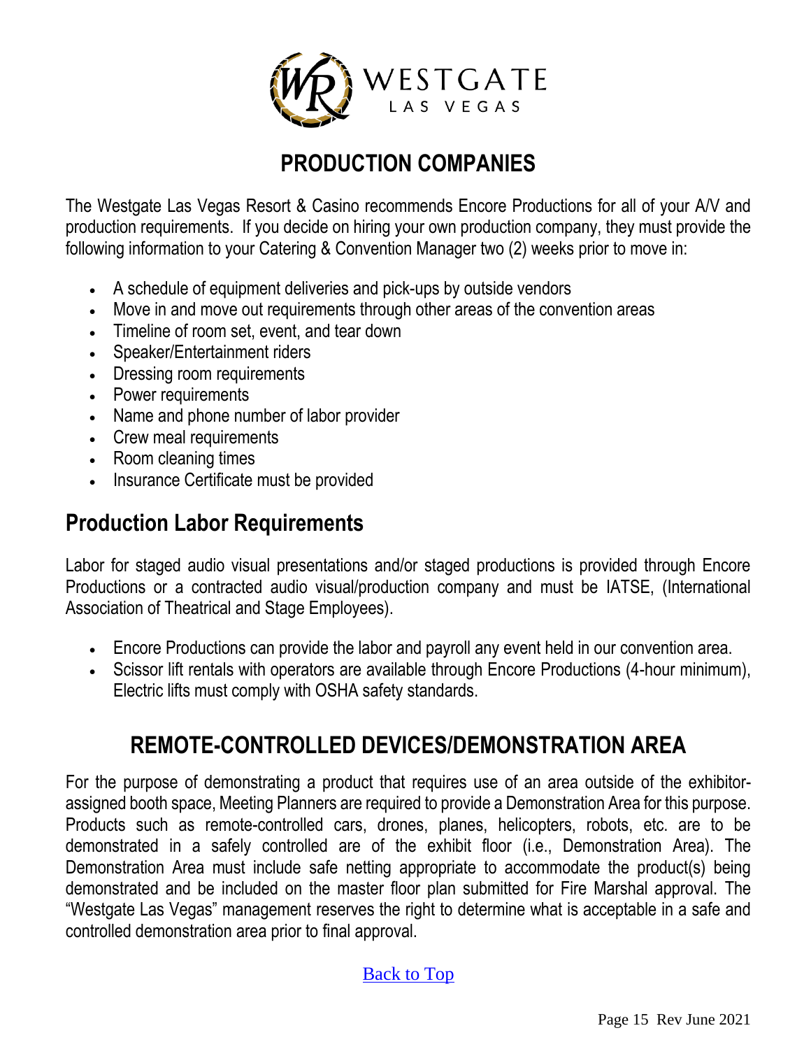# PRODUCTION COMPANIES

The Westgate Las Vegas Resort & Casino recommends Encore Productions for all of your A/V and production requirements. If you decide on hiring your own production company, they must provide the following information to your Catering & Convention Manager two (2) weeks prior to move in:

- A schedule of equipment deliveries and pick-ups by outside vendors
- Move in and move out requirements through other areas of the convention areas
- Timeline of room set, event, and tear down
- Speaker/Entertainment riders
- Dressing room requirements
- Power requirements
- Name and phone number of labor provider
- Crew meal requirements
- Room cleaning times
- Insurance Certificate must be provided

## Production Labor Requirements

Labor for staged audio visual presentations and/or staged productions is provided through Encore Productions or a contracted audio visual/production company and must be IATSE, (International Association of Theatrical and Stage Employees).

- Encore Productions can provide the labor and payroll any event held in our convention area.
- Scissor lift rentals with operators are available through Encore Productions (4-hour minimum), Electric lifts must comply with OSHA safety standards.

# REMOTE-CONTROLLED DEVICES/DEMONSTRATION AREA

For the purpose of demonstrating a product that requires use of an area outside of the exhibitor-assigned booth space, Meeting Planners are required to provide a Demonstration Area for this purpose. Products such as remote-controlled cars, drones, planes, helicopters, robots, etc. are to be demonstrated in a safely controlled are of the exhibit floor (i.e., Demonstration Area). The Demonstration Area must include safe netting appropriate to accommodate the product(s) being demonstrated and be included on the master floor plan submitted for Fire Marshal approval. The "Westgate Las Vegas" management reserves the right to determine what is acceptable in a safe and controlled demonstration area prior to final approval.

Back to Top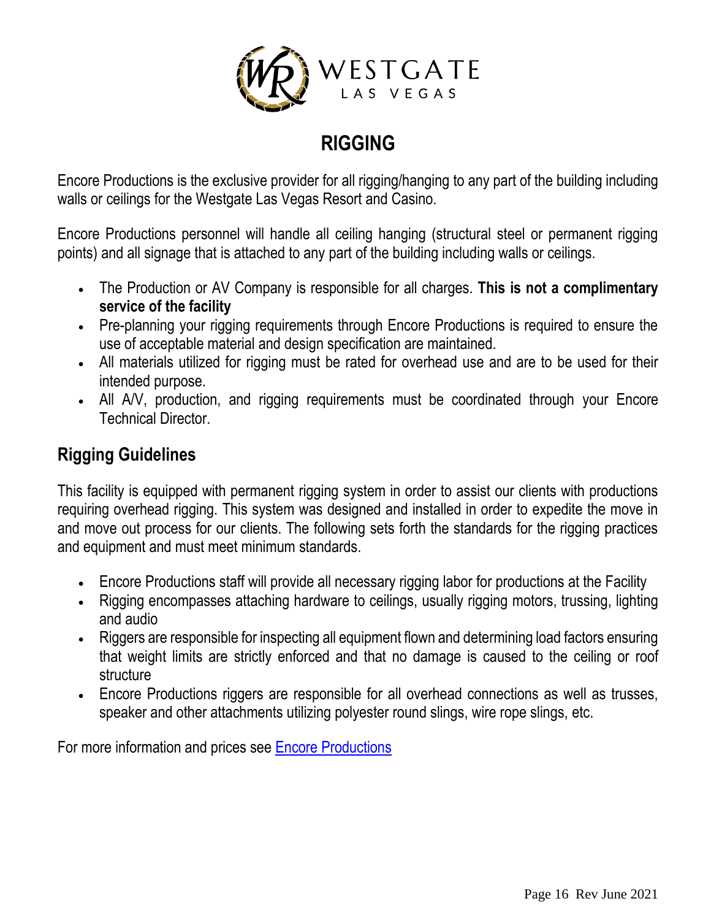# RIGGING

Encore Productions is the exclusive provider for all rigging/hanging to any part of the building including walls or ceilings for the Westgate Las Vegas Resort and Casino.

Encore Productions personnel will handle all ceiling hanging (structural steel or permanent rigging points) and all signage that is attached to any part of the building including walls or ceilings.

- The Production or AV Company is responsible for all charges. **This is not a complimentary service of the facility**
- Pre-planning your rigging requirements through Encore Productions is required to ensure the use of acceptable material and design specification are maintained.
- All materials utilized for rigging must be rated for overhead use and are to be used for their intended purpose.
- All A/V, production, and rigging requirements must be coordinated through your Encore Technical Director.

## Rigging Guidelines

This facility is equipped with permanent rigging system in order to assist our clients with productions requiring overhead rigging. This system was designed and installed in order to expedite the move in and move out process for our clients. The following sets forth the standards for the rigging practices and equipment and must meet minimum standards.

- Encore Productions staff will provide all necessary rigging labor for productions at the Facility
- Rigging encompasses attaching hardware to ceilings, usually rigging motors, trussing, lighting and audio
- Riggers are responsible for inspecting all equipment flown and determining load factors ensuring that weight limits are strictly enforced and that no damage is caused to the ceiling or roof structure
- Encore Productions riggers are responsible for all overhead connections as well as trusses, speaker and other attachments utilizing polyester round slings, wire rope slings, etc.

For more information and prices see Encore Productions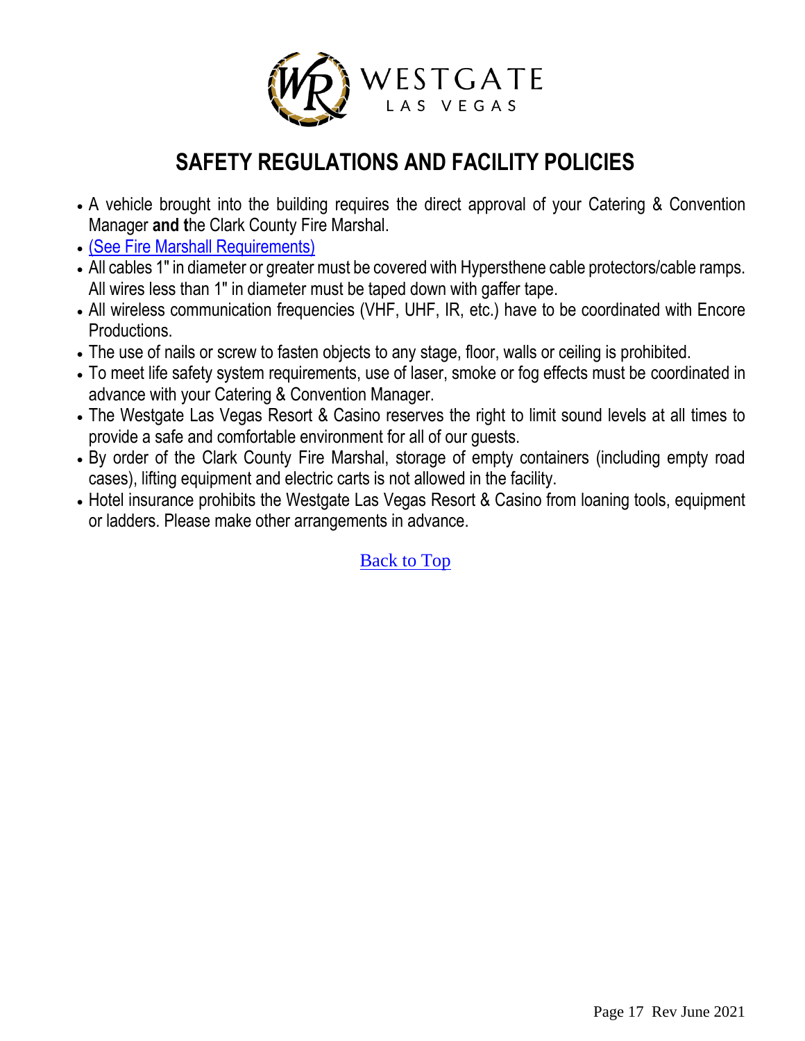WESTGATE
LAS VEGAS

# SAFETY REGULATIONS AND FACILITY POLICIES

- A vehicle brought into the building requires the direct approval of your Catering & Convention Manager **and t**he Clark County Fire Marshal.
- (See Fire Marshall Requirements)
- All cables 1" in diameter or greater must be covered with Hypersthene cable protectors/cable ramps. All wires less than 1" in diameter must be taped down with gaffer tape.
- All wireless communication frequencies (VHF, UHF, IR, etc.) have to be coordinated with Encore Productions.
- The use of nails or screw to fasten objects to any stage, floor, walls or ceiling is prohibited.
- To meet life safety system requirements, use of laser, smoke or fog effects must be coordinated in advance with your Catering & Convention Manager.
- The Westgate Las Vegas Resort & Casino reserves the right to limit sound levels at all times to provide a safe and comfortable environment for all of our guests.
- By order of the Clark County Fire Marshal, storage of empty containers (including empty road cases), lifting equipment and electric carts is not allowed in the facility.
- Hotel insurance prohibits the Westgate Las Vegas Resort & Casino from loaning tools, equipment or ladders. Please make other arrangements in advance.

Back to Top

Rev June 2021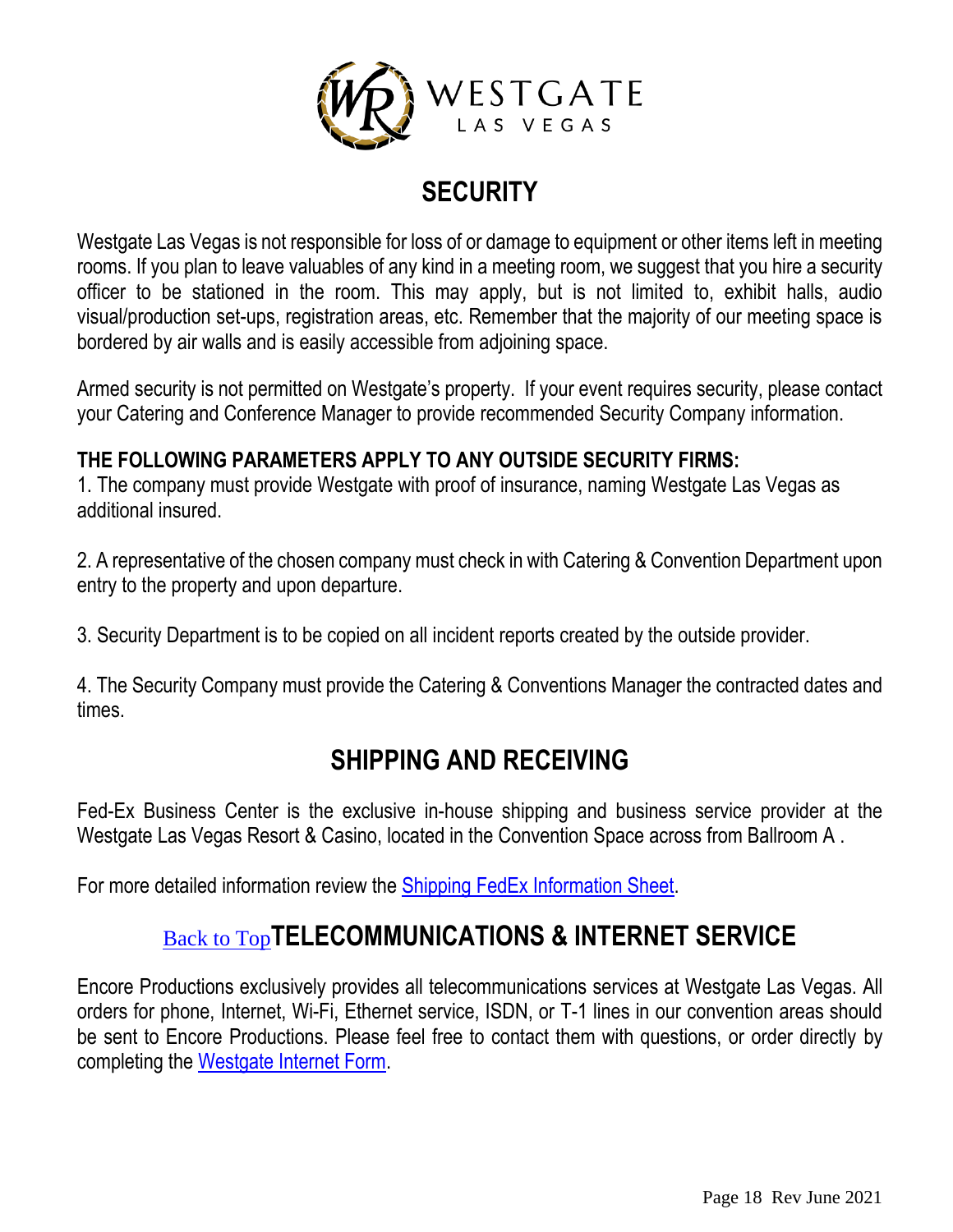## SECURITY

Westgate Las Vegas is not responsible for loss of or damage to equipment or other items left in meeting rooms. If you plan to leave valuables of any kind in a meeting room, we suggest that you hire a security officer to be stationed in the room. This may apply, but is not limited to, exhibit halls, audio visual/production set-ups, registration areas, etc. Remember that the majority of our meeting space is bordered by air walls and is easily accessible from adjoining space.

Armed security is not permitted on Westgate's property. If your event requires security, please contact your Catering and Conference Manager to provide recommended Security Company information.

**THE FOLLOWING PARAMETERS APPLY TO ANY OUTSIDE SECURITY FIRMS:**

1. The company must provide Westgate with proof of insurance, naming Westgate Las Vegas as additional insured.

2. A representative of the chosen company must check in with Catering & Convention Department upon entry to the property and upon departure.

3. Security Department is to be copied on all incident reports created by the outside provider.

4. The Security Company must provide the Catering & Conventions Manager the contracted dates and times.

## SHIPPING AND RECEIVING

Fed-Ex Business Center is the exclusive in-house shipping and business service provider at the Westgate Las Vegas Resort & Casino, located in the Convention Space across from Ballroom A .

For more detailed information review the Shipping FedEx Information Sheet.

Back to Top

## TELECOMMUNICATIONS & INTERNET SERVICE

Encore Productions exclusively provides all telecommunications services at Westgate Las Vegas. All orders for phone, Internet, Wi-Fi, Ethernet service, ISDN, or T-1 lines in our convention areas should be sent to Encore Productions. Please feel free to contact them with questions, or order directly by completing the Westgate Internet Form.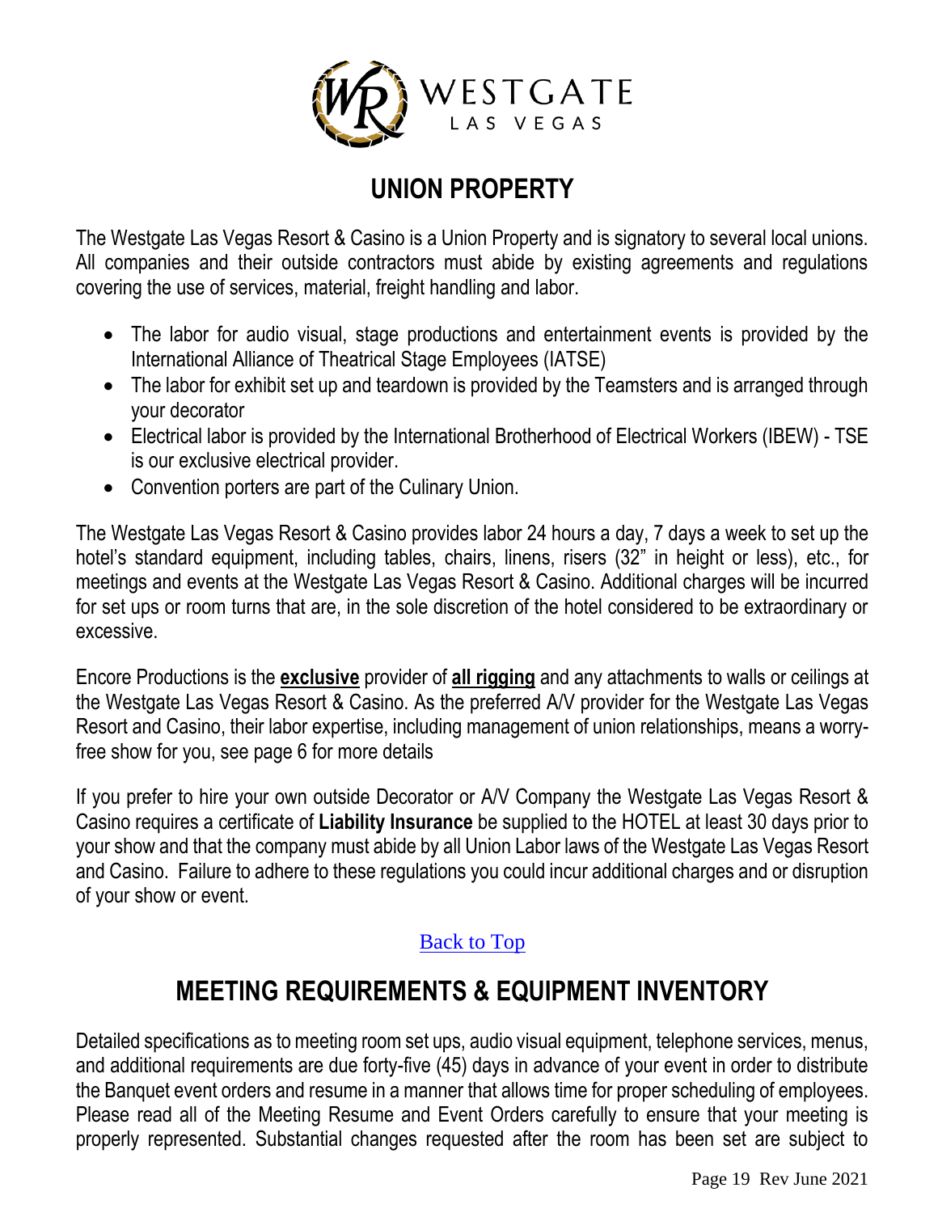# UNION PROPERTY

The Westgate Las Vegas Resort & Casino is a Union Property and is signatory to several local unions. All companies and their outside contractors must abide by existing agreements and regulations covering the use of services, material, freight handling and labor.

- The labor for audio visual, stage productions and entertainment events is provided by the International Alliance of Theatrical Stage Employees (IATSE)
- The labor for exhibit set up and teardown is provided by the Teamsters and is arranged through your decorator
- Electrical labor is provided by the International Brotherhood of Electrical Workers (IBEW) - TSE is our exclusive electrical provider.
- Convention porters are part of the Culinary Union.

The Westgate Las Vegas Resort & Casino provides labor 24 hours a day, 7 days a week to set up the hotel's standard equipment, including tables, chairs, linens, risers (32" in height or less), etc., for meetings and events at the Westgate Las Vegas Resort & Casino. Additional charges will be incurred for set ups or room turns that are, in the sole discretion of the hotel considered to be extraordinary or excessive.

Encore Productions is the **exclusive** provider of **all rigging** and any attachments to walls or ceilings at the Westgate Las Vegas Resort & Casino. As the preferred A/V provider for the Westgate Las Vegas Resort and Casino, their labor expertise, including management of union relationships, means a worry-free show for you, see page 6 for more details

If you prefer to hire your own outside Decorator or A/V Company the Westgate Las Vegas Resort & Casino requires a certificate of **Liability Insurance** be supplied to the HOTEL at least 30 days prior to your show and that the company must abide by all Union Labor laws of the Westgate Las Vegas Resort and Casino. Failure to adhere to these regulations you could incur additional charges and or disruption of your show or event.

Back to Top

# MEETING REQUIREMENTS & EQUIPMENT INVENTORY

Detailed specifications as to meeting room set ups, audio visual equipment, telephone services, menus, and additional requirements are due forty-five (45) days in advance of your event in order to distribute the Banquet event orders and resume in a manner that allows time for proper scheduling of employees. Please read all of the Meeting Resume and Event Orders carefully to ensure that your meeting is properly represented. Substantial changes requested after the room has been set are subject to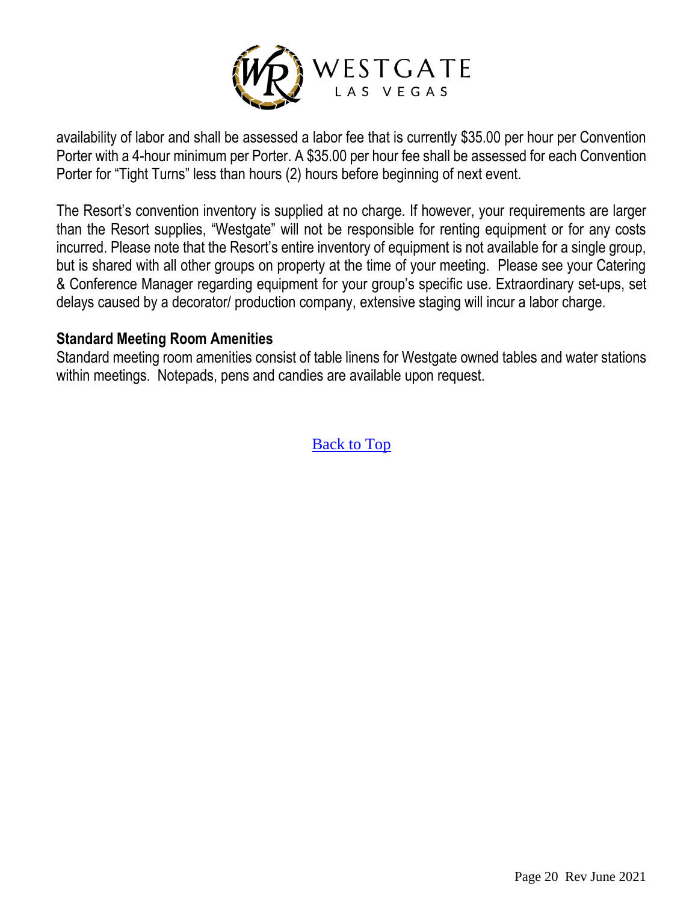availability of labor and shall be assessed a labor fee that is currently $35.00 per hour per Convention Porter with a 4-hour minimum per Porter. A $35.00 per hour fee shall be assessed for each Convention Porter for "Tight Turns" less than hours (2) hours before beginning of next event.

The Resort's convention inventory is supplied at no charge. If however, your requirements are larger than the Resort supplies, "Westgate" will not be responsible for renting equipment or for any costs incurred. Please note that the Resort's entire inventory of equipment is not available for a single group, but is shared with all other groups on property at the time of your meeting. Please see your Catering & Conference Manager regarding equipment for your group's specific use. Extraordinary set-ups, set delays caused by a decorator/ production company, extensive staging will incur a labor charge.

**Standard Meeting Room Amenities**

Standard meeting room amenities consist of table linens for Westgate owned tables and water stations within meetings. Notepads, pens and candies are available upon request.

Back to Top